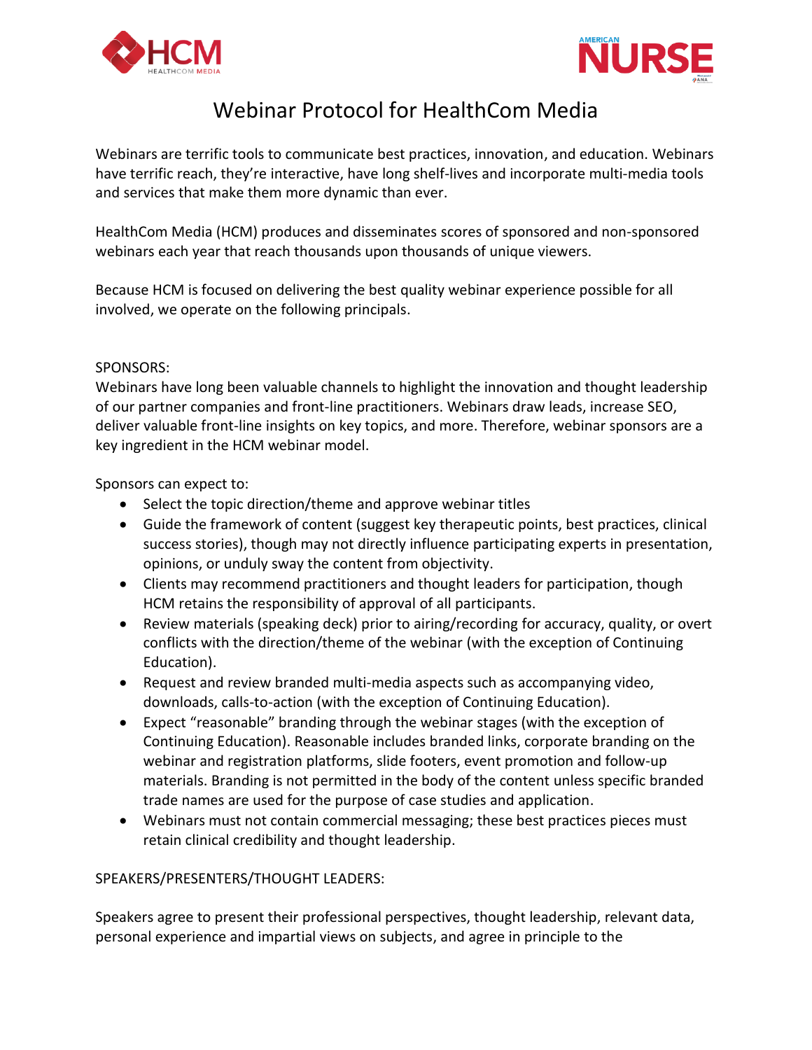# Webinar Protocol for HealthCom Media

Webinars are terrific tools to communicate best practices, innovation, and education. Webinars have terrific reach, they're interactive, have long shelf-lives and incorporate multi-media tools and services that make them more dynamic than ever.

HealthCom Media (HCM) produces and disseminates scores of sponsored and non-sponsored webinars each year that reach thousands upon thousands of unique viewers.

Because HCM is focused on delivering the best quality webinar experience possible for all involved, we operate on the following principals.

## SPONSORS:

Webinars have long been valuable channels to highlight the innovation and thought leadership of our partner companies and front-line practitioners. Webinars draw leads, increase SEO, deliver valuable front-line insights on key topics, and more. Therefore, webinar sponsors are a key ingredient in the HCM webinar model.

Sponsors can expect to:

- Select the topic direction/theme and approve webinar titles
- Guide the framework of content (suggest key therapeutic points, best practices, clinical success stories), though may not directly influence participating experts in presentation, opinions, or unduly sway the content from objectivity.
- Clients may recommend practitioners and thought leaders for participation, though HCM retains the responsibility of approval of all participants.
- Review materials (speaking deck) prior to airing/recording for accuracy, quality, or overt conflicts with the direction/theme of the webinar (with the exception of Continuing Education).
- Request and review branded multi-media aspects such as accompanying video, downloads, calls-to-action (with the exception of Continuing Education).
- Expect "reasonable" branding through the webinar stages (with the exception of Continuing Education). Reasonable includes branded links, corporate branding on the webinar and registration platforms, slide footers, event promotion and follow-up materials. Branding is not permitted in the body of the content unless specific branded trade names are used for the purpose of case studies and application.
- Webinars must not contain commercial messaging; these best practices pieces must retain clinical credibility and thought leadership.

## SPEAKERS/PRESENTERS/THOUGHT LEADERS:

Speakers agree to present their professional perspectives, thought leadership, relevant data, personal experience and impartial views on subjects, and agree in principle to the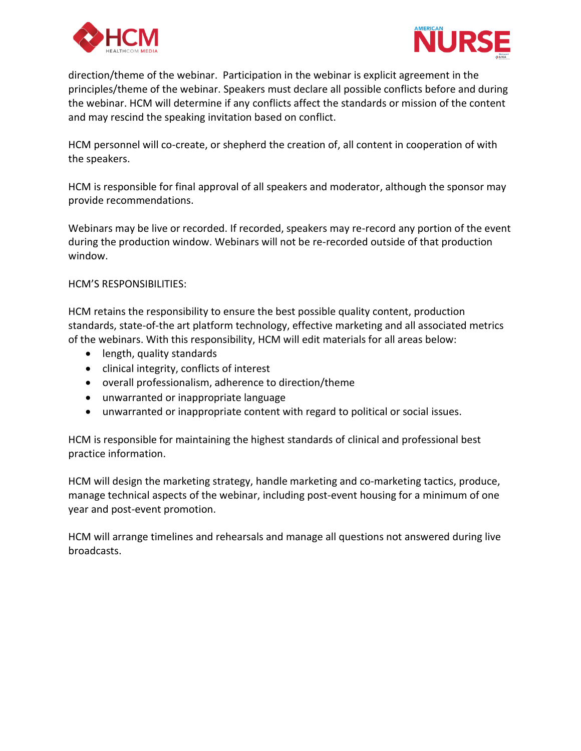direction/theme of the webinar. Participation in the webinar is explicit agreement in the principles/theme of the webinar. Speakers must declare all possible conflicts before and during the webinar. HCM will determine if any conflicts affect the standards or mission of the content and may rescind the speaking invitation based on conflict.

HCM personnel will co-create, or shepherd the creation of, all content in cooperation of with the speakers.

HCM is responsible for final approval of all speakers and moderator, although the sponsor may provide recommendations.

Webinars may be live or recorded. If recorded, speakers may re-record any portion of the event during the production window. Webinars will not be re-recorded outside of that production window.

HCM'S RESPONSIBILITIES:

HCM retains the responsibility to ensure the best possible quality content, production standards, state-of-the art platform technology, effective marketing and all associated metrics of the webinars. With this responsibility, HCM will edit materials for all areas below:

- length, quality standards
- clinical integrity, conflicts of interest
- overall professionalism, adherence to direction/theme
- unwarranted or inappropriate language
- unwarranted or inappropriate content with regard to political or social issues.

HCM is responsible for maintaining the highest standards of clinical and professional best practice information.

HCM will design the marketing strategy, handle marketing and co-marketing tactics, produce, manage technical aspects of the webinar, including post-event housing for a minimum of one year and post-event promotion.

HCM will arrange timelines and rehearsals and manage all questions not answered during live broadcasts.